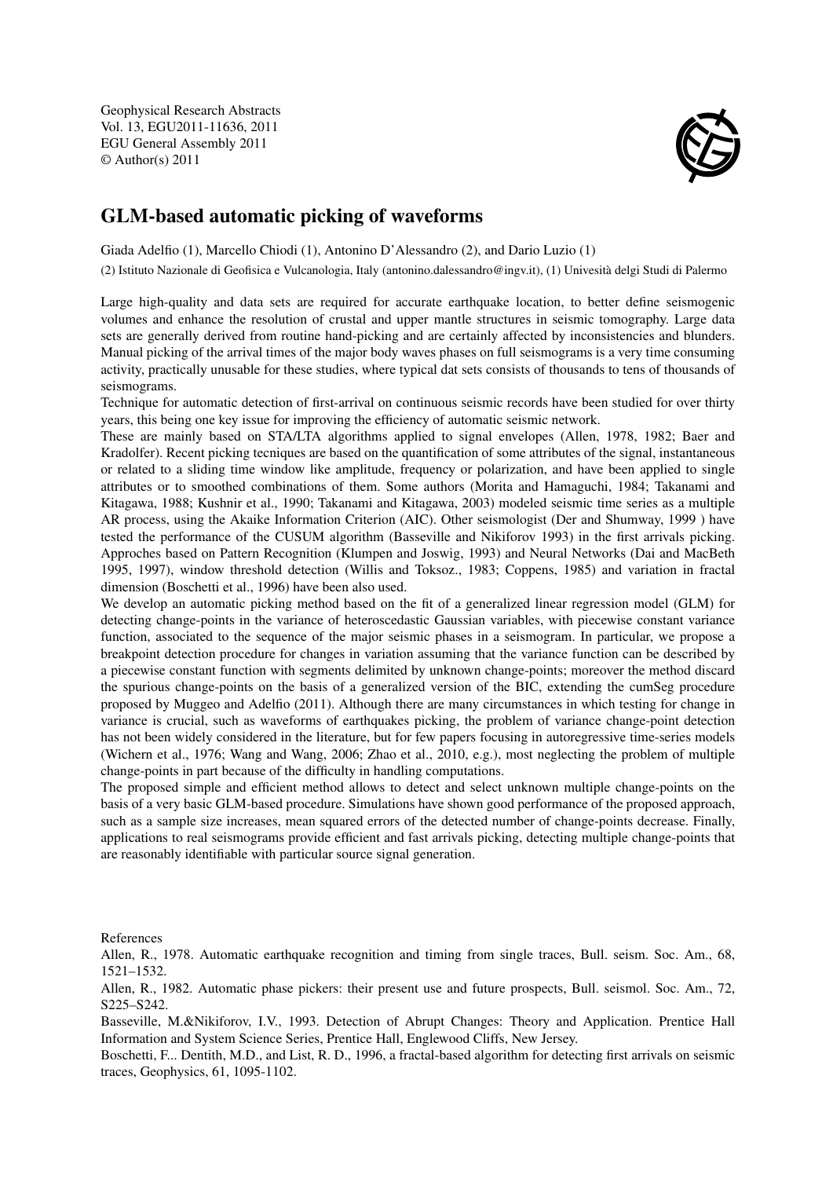Geophysical Research Abstracts
Vol. 13, EGU2011-11636, 2011
EGU General Assembly 2011
© Author(s) 2011

# GLM-based automatic picking of waveforms

Giada Adelfio (1), Marcello Chiodi (1), Antonino D'Alessandro (2), and Dario Luzio (1)

(2) Istituto Nazionale de Geofisica e Vulcanologia, Italy (antonino.dalessandro@ingv.it), (1) Univesità delgi Studi di Palermo

Large high-quality and data sets are required for accurate earthquake location, to better define seismogenic volumes and enhance the resolution of crustal and upper mantle structures in seismic tomography. Large data sets are generally derived from routine hand-picking and are certainly affected by inconsistencies and blunders. Manual picking of the arrival times of the major body waves phases on full seismograms is a very time consuming activity, practically unusable for these studies, where typical dat sets consists of thousands to tens of thousands of seismograms.

Technique for automatic detection of first-arrival on continuous seismic records have been studied for over thirty years, this being one key issue for improving the efficiency of automatic seismic network.

These are mainly based on STA/LTA algorithms applied to signal envelopes (Allen, 1978, 1982; Baer and Kradolfer). Recent picking tecniques are based on the quantification of some attributes of the signal, instantaneous or related to a sliding time window like amplitude, frequency or polarization, and have been applied to single attributes or to smoothed combinations of them. Some authors (Morita and Hamaguchi, 1984; Takanami and Kitagawa, 1988; Kushnir et al., 1990; Takanami and Kitagawa, 2003) modeled seismic time series as a multiple AR process, using the Akaike Information Criterion (AIC). Other seismologist (Der and Shumway, 1999 ) have tested the performance of the CUSUM algorithm (Basseville and Nikiforov 1993) in the first arrivals picking. Approches based on Pattern Recognition (Klumpen and Joswig, 1993) and Neural Networks (Dai and MacBeth 1995, 1997), window threshold detection (Willis and Toksoz., 1983; Coppens, 1985) and variation in fractal dimension (Boschetti et al., 1996) have been also used.

We develop an automatic picking method based on the fit of a generalized linear regression model (GLM) for detecting change-points in the variance of heteroscedastic Gaussian variables, with piecewise constant variance function, associated to the sequence of the major seismic phases in a seismogram. In particular, we propose a breakpoint detection procedure for changes in variation assuming that the variance function can be described by a piecewise constant function with segments delimited by unknown change-points; moreover the method discard the spurious change-points on the basis of a generalized version of the BIC, extending the cumSeg procedure proposed by Muggeo and Adelfio (2011). Although there are many circumstances in which testing for change in variance is crucial, such as waveforms of earthquakes picking, the problem of variance change-point detection has not been widely considered in the literature, but for few papers focusing in autoregressive time-series models (Wichern et al., 1976; Wang and Wang, 2006; Zhao et al., 2010, e.g.), most neglecting the problem of multiple change-points in part because of the difficulty in handling computations.

The proposed simple and efficient method allows to detect and select unknown multiple change-points on the basis of a very basic GLM-based procedure. Simulations have shown good performance of the proposed approach, such as a sample size increases, mean squared errors of the detected number of change-points decrease. Finally, applications to real seismograms provide efficient and fast arrivals picking, detecting multiple change-points that are reasonably identifiable with particular source signal generation.

References

Allen, R., 1978. Automatic earthquake recognition and timing from single traces, Bull. seism. Soc. Am., 68, 1521–1532.

Allen, R., 1982. Automatic phase pickers: their present use and future prospects, Bull. seismol. Soc. Am., 72, S225–S242.

Basseville, M.&Nikiforov, I.V., 1993. Detection of Abrupt Changes: Theory and Application. Prentice Hall Information and System Science Series, Prentice Hall, Englewood Cliffs, New Jersey.

Boschetti, F... Dentith, M.D., and List, R. D., 1996, a fractal-based algorithm for detecting first arrivals on seismic traces, Geophysics, 61, 1095-1102.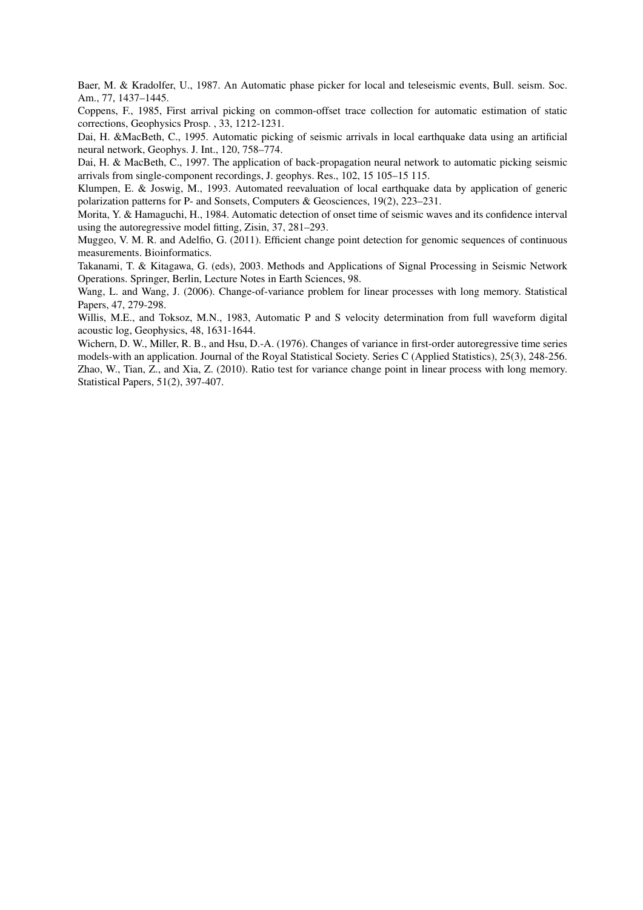Baer, M. & Kradolfer, U., 1987. An Automatic phase picker for local and teleseismic events, Bull. seism. Soc. Am., 77, 1437–1445.

Coppens, F., 1985, First arrival picking on common-offset trace collection for automatic estimation of static corrections, Geophysics Prosp. , 33, 1212-1231.

Dai, H. &MacBeth, C., 1995. Automatic picking of seismic arrivals in local earthquake data using an artificial neural network, Geophys. J. Int., 120, 758–774.

Dai, H. & MacBeth, C., 1997. The application of back-propagation neural network to automatic picking seismic arrivals from single-component recordings, J. geophys. Res., 102, 15 105–15 115.

Klumpen, E. & Joswig, M., 1993. Automated reevaluation of local earthquake data by application of generic polarization patterns for P- and Sonsets, Computers & Geosciences, 19(2), 223–231.

Morita, Y. & Hamaguchi, H., 1984. Automatic detection of onset time of seismic waves and its confidence interval using the autoregressive model fitting, Zisin, 37, 281–293.

Muggeo, V. M. R. and Adelfio, G. (2011). Efficient change point detection for genomic sequences of continuous measurements. Bioinformatics.

Takanami, T. & Kitagawa, G. (eds), 2003. Methods and Applications of Signal Processing in Seismic Network Operations. Springer, Berlin, Lecture Notes in Earth Sciences, 98.

Wang, L. and Wang, J. (2006). Change-of-variance problem for linear processes with long memory. Statistical Papers, 47, 279-298.

Willis, M.E., and Toksoz, M.N., 1983, Automatic P and S velocity determination from full waveform digital acoustic log, Geophysics, 48, 1631-1644.

Wichern, D. W., Miller, R. B., and Hsu, D.-A. (1976). Changes of variance in first-order autoregressive time series models-with an application. Journal of the Royal Statistical Society. Series C (Applied Statistics), 25(3), 248-256.

Zhao, W., Tian, Z., and Xia, Z. (2010). Ratio test for variance change point in linear process with long memory. Statistical Papers, 51(2), 397-407.